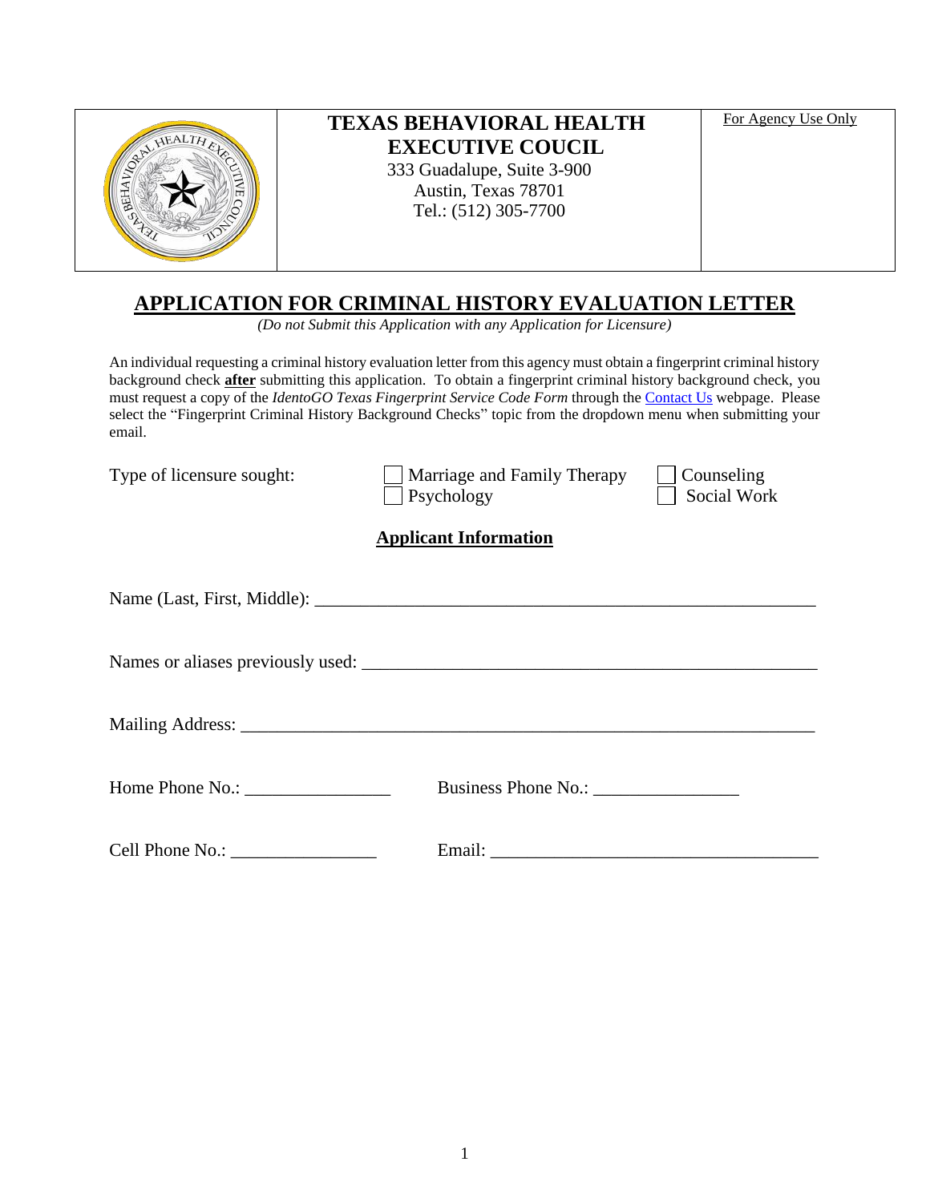| | **TEXAS BEHAVIORAL HEALTH EXECUTIVE COUCIL**<br>333 Guadalupe, Suite 3-900<br>Austin, Texas 78701<br>Tel.: (512) 305-7700 | For Agency Use Only |
|---|---|---|

# APPLICATION FOR CRIMINAL HISTORY EVALUATION LETTER

*(Do not Submit this Application with any Application for Licensure)*

An individual requesting a criminal history evaluation letter from this agency must obtain a fingerprint criminal history background check **after** submitting this application. To obtain a fingerprint criminal history background check, you must request a copy of the *IdentoGO Texas Fingerprint Service Code Form* through the Contact Us webpage. Please select the "Fingerprint Criminal History Background Checks" topic from the dropdown menu when submitting your email.

Type of licensure sought:

- ☐ Marriage and Family Therapy
- ☐ Counseling
- ☐ Psychology
- ☐ Social Work

## Applicant Information

Name (Last, First, Middle): ____________________________________________________

Names or aliases previously used: _______________________________________________

Mailing Address: ____________________________________________________________

Home Phone No.: ________________ Business Phone No.: ________________

Cell Phone No.: ________________ Email: ___________________________________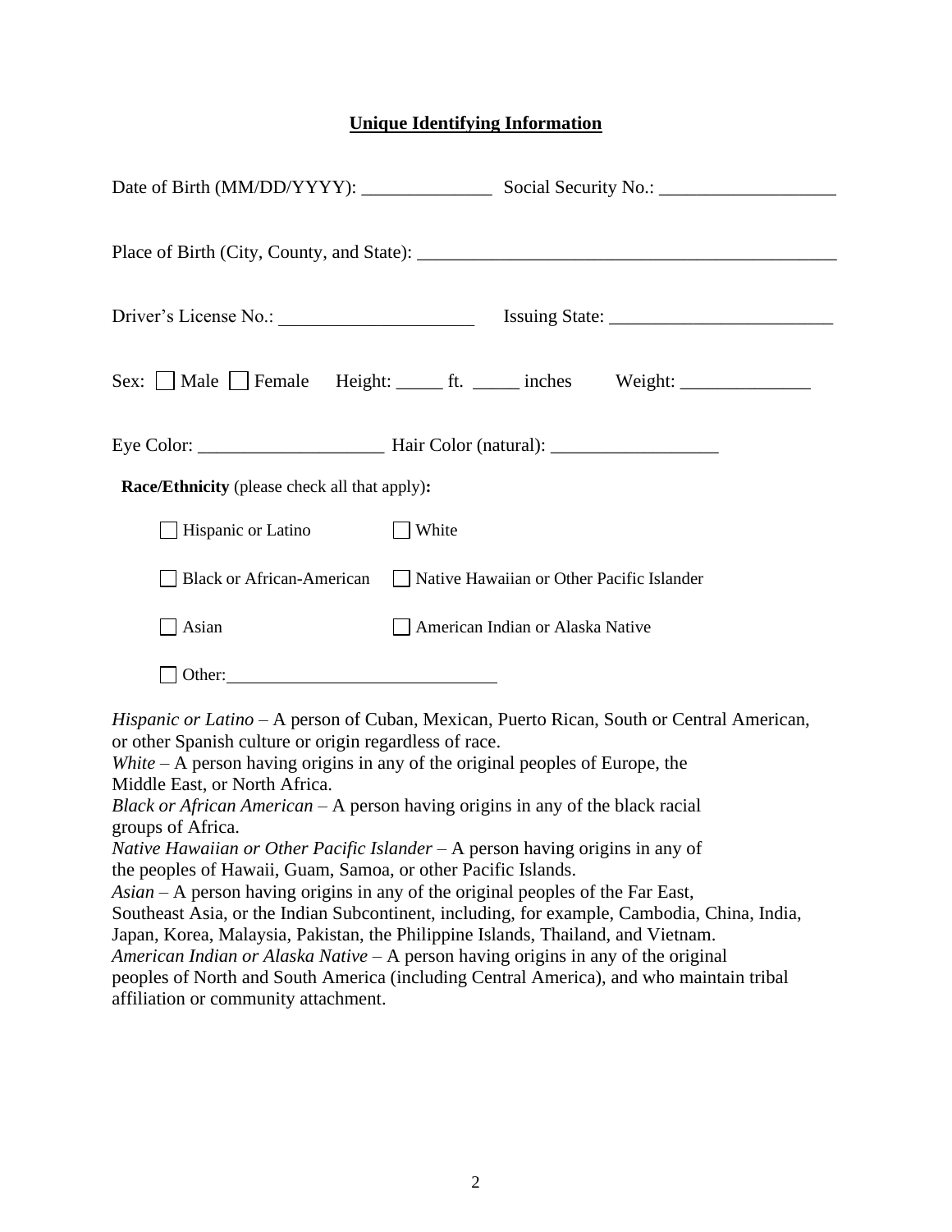## Unique Identifying Information

Date of Birth (MM/DD/YYYY): ______________ Social Security No.: ___________________

Place of Birth (City, County, and State): _____________________________________________

Driver's License No.: _____________________ Issuing State: ________________________

Sex: ☐ Male ☐ Female Height: _____ ft. _____ inches Weight: ______________

Eye Color: ____________________ Hair Color (natural): __________________

**Race/Ethnicity** (please check all that apply)**:**

☐ Hispanic or Latino ☐ White

☐ Black or African-American ☐ Native Hawaiian or Other Pacific Islander

☐ Asian ☐ American Indian or Alaska Native

☐ Other: ______________________________

*Hispanic or Latino* – A person of Cuban, Mexican, Puerto Rican, South or Central American, or other Spanish culture or origin regardless of race.
*White* – A person having origins in any of the original peoples of Europe, the Middle East, or North Africa.
*Black or African American* – A person having origins in any of the black racial groups of Africa.
*Native Hawaiian or Other Pacific Islander* – A person having origins in any of the peoples of Hawaii, Guam, Samoa, or other Pacific Islands.
*Asian* – A person having origins in any of the original peoples of the Far East, Southeast Asia, or the Indian Subcontinent, including, for example, Cambodia, China, India, Japan, Korea, Malaysia, Pakistan, the Philippine Islands, Thailand, and Vietnam.
*American Indian or Alaska Native* – A person having origins in any of the original peoples of North and South America (including Central America), and who maintain tribal affiliation or community attachment.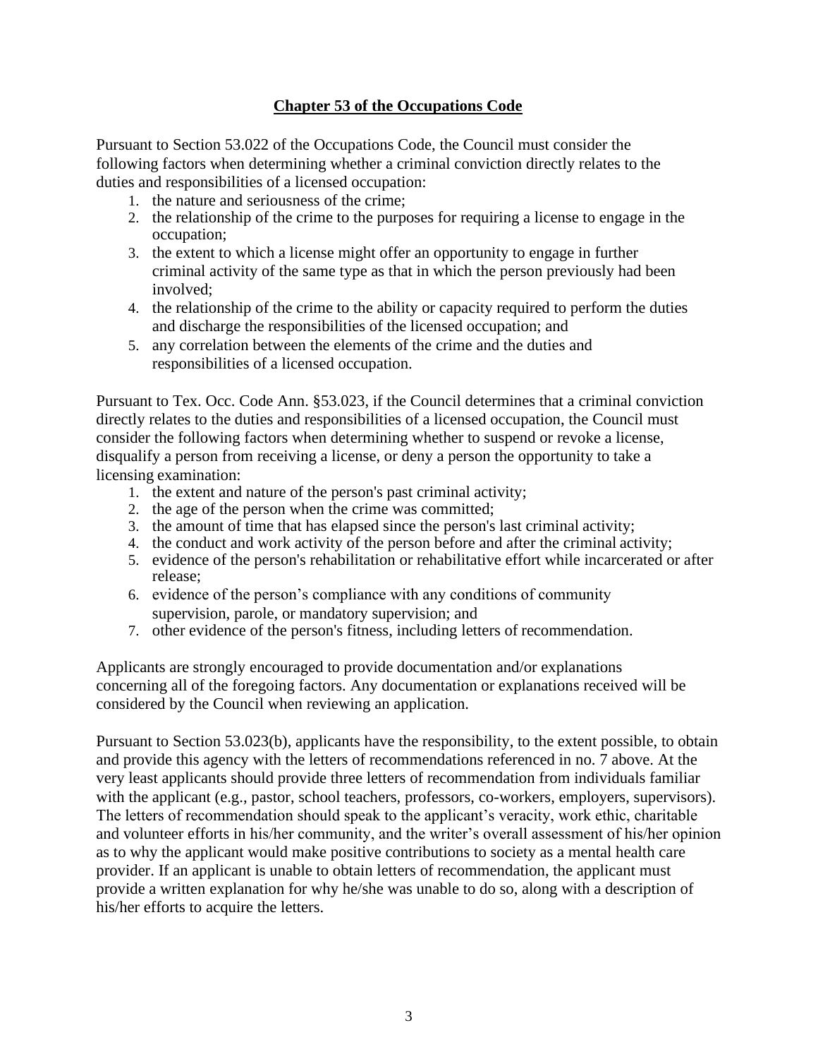## Chapter 53 of the Occupations Code

Pursuant to Section 53.022 of the Occupations Code, the Council must consider the following factors when determining whether a criminal conviction directly relates to the duties and responsibilities of a licensed occupation:

1. the nature and seriousness of the crime;
2. the relationship of the crime to the purposes for requiring a license to engage in the occupation;
3. the extent to which a license might offer an opportunity to engage in further criminal activity of the same type as that in which the person previously had been involved;
4. the relationship of the crime to the ability or capacity required to perform the duties and discharge the responsibilities of the licensed occupation; and
5. any correlation between the elements of the crime and the duties and responsibilities of a licensed occupation.

Pursuant to Tex. Occ. Code Ann. §53.023, if the Council determines that a criminal conviction directly relates to the duties and responsibilities of a licensed occupation, the Council must consider the following factors when determining whether to suspend or revoke a license, disqualify a person from receiving a license, or deny a person the opportunity to take a licensing examination:

1. the extent and nature of the person's past criminal activity;
2. the age of the person when the crime was committed;
3. the amount of time that has elapsed since the person's last criminal activity;
4. the conduct and work activity of the person before and after the criminal activity;
5. evidence of the person's rehabilitation or rehabilitative effort while incarcerated or after release;
6. evidence of the person's compliance with any conditions of community supervision, parole, or mandatory supervision; and
7. other evidence of the person's fitness, including letters of recommendation.

Applicants are strongly encouraged to provide documentation and/or explanations concerning all of the foregoing factors. Any documentation or explanations received will be considered by the Council when reviewing an application.

Pursuant to Section 53.023(b), applicants have the responsibility, to the extent possible, to obtain and provide this agency with the letters of recommendations referenced in no. 7 above. At the very least applicants should provide three letters of recommendation from individuals familiar with the applicant (e.g., pastor, school teachers, professors, co-workers, employers, supervisors). The letters of recommendation should speak to the applicant's veracity, work ethic, charitable and volunteer efforts in his/her community, and the writer's overall assessment of his/her opinion as to why the applicant would make positive contributions to society as a mental health care provider. If an applicant is unable to obtain letters of recommendation, the applicant must provide a written explanation for why he/she was unable to do so, along with a description of his/her efforts to acquire the letters.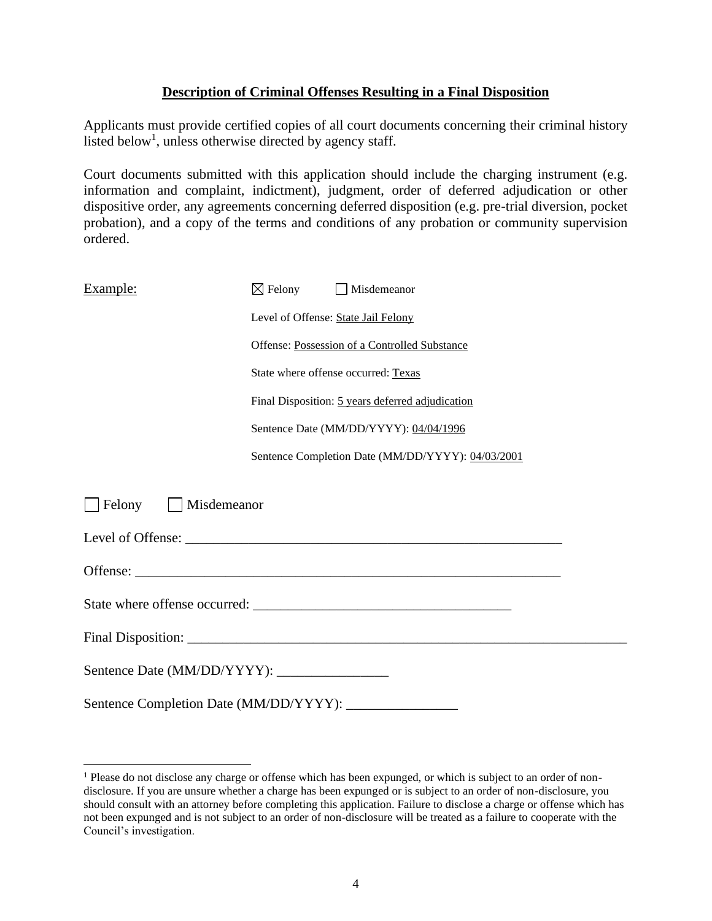**Description of Criminal Offenses Resulting in a Final Disposition**

Applicants must provide certified copies of all court documents concerning their criminal history listed below[1], unless otherwise directed by agency staff.

Court documents submitted with this application should include the charging instrument (e.g. information and complaint, indictment), judgment, order of deferred adjudication or other dispositive order, any agreements concerning deferred disposition (e.g. pre-trial diversion, pocket probation), and a copy of the terms and conditions of any probation or community supervision ordered.

Example:

☒ Felony ☐ Misdemeanor

Level of Offense: State Jail Felony

Offense: Possession of a Controlled Substance

State where offense occurred: Texas

Final Disposition: 5 years deferred adjudication

Sentence Date (MM/DD/YYYY): 04/04/1996

Sentence Completion Date (MM/DD/YYYY): 04/03/2001

☐ Felony ☐ Misdemeanor

Level of Offense: ________________________________________________________

Offense: ______________________________________________________________

State where offense occurred: ____________________________________

Final Disposition: _________________________________________________________

Sentence Date (MM/DD/YYYY): ________________

Sentence Completion Date (MM/DD/YYYY): ________________

[1] Please do not disclose any charge or offense which has been expunged, or which is subject to an order of non-disclosure. If you are unsure whether a charge has been expunged or is subject to an order of non-disclosure, you should consult with an attorney before completing this application. Failure to disclose a charge or offense which has not been expunged and is not subject to an order of non-disclosure will be treated as a failure to cooperate with the Council's investigation.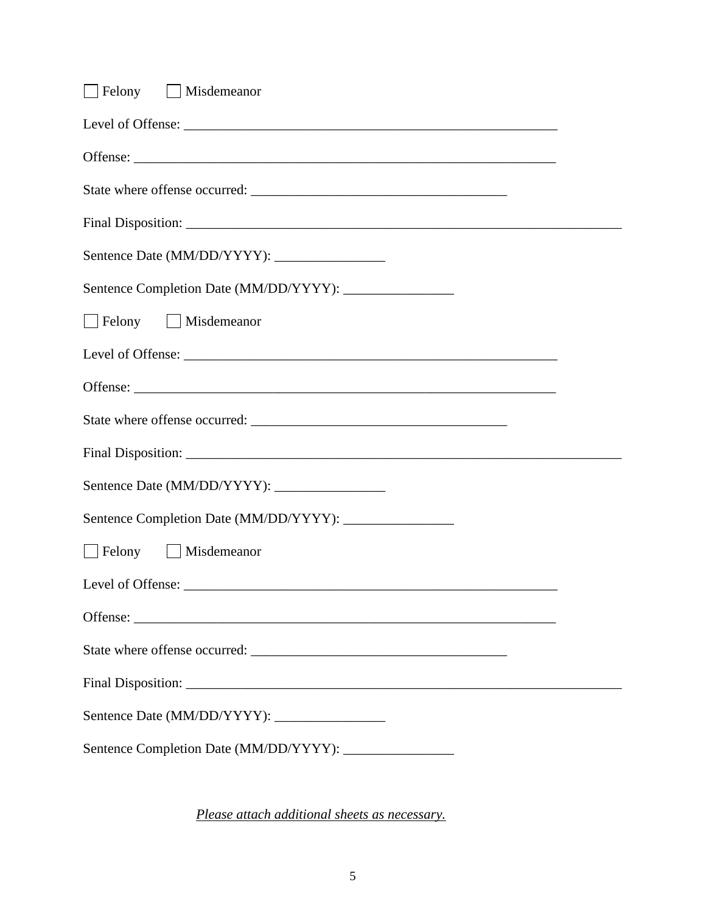☐ Felony ☐ Misdemeanor

Level of Offense: ________________________________________________________

Offense: ________________________________________________________________

State where offense occurred: ______________________________________

Final Disposition: _________________________________________________________________

Sentence Date (MM/DD/YYYY): ________________

Sentence Completion Date (MM/DD/YYYY): ________________

☐ Felony ☐ Misdemeanor

Level of Offense: ________________________________________________________

Offense: ________________________________________________________________

State where offense occurred: ______________________________________

Final Disposition: _________________________________________________________________

Sentence Date (MM/DD/YYYY): ________________

Sentence Completion Date (MM/DD/YYYY): ________________

☐ Felony ☐ Misdemeanor

Level of Offense: ________________________________________________________

Offense: ________________________________________________________________

State where offense occurred: ______________________________________

Final Disposition: _________________________________________________________________

Sentence Date (MM/DD/YYYY): ________________

Sentence Completion Date (MM/DD/YYYY): ________________

*Please attach additional sheets as necessary.*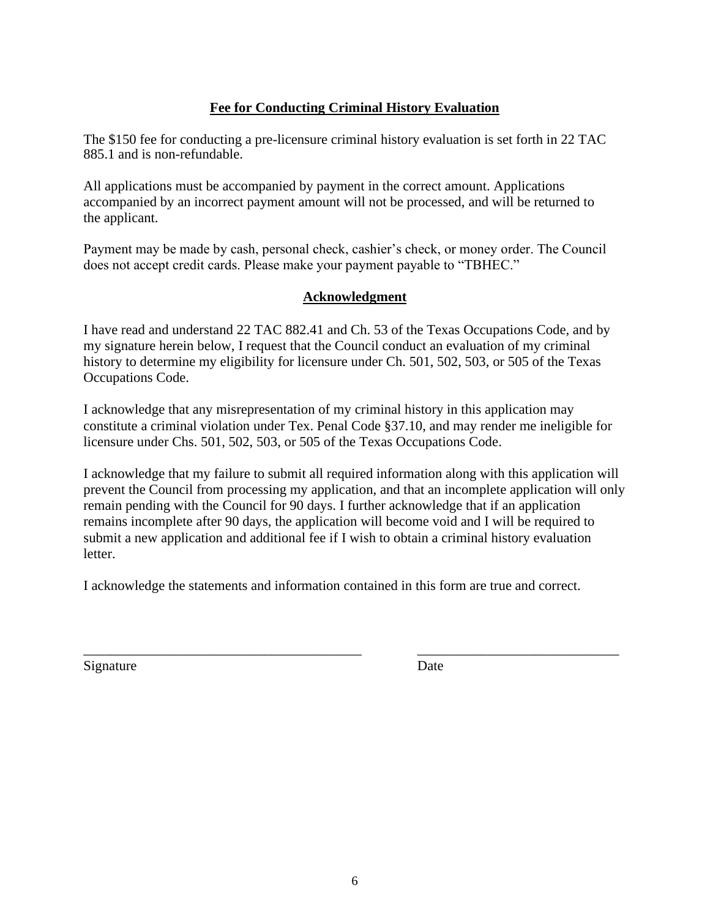## Fee for Conducting Criminal History Evaluation

The $150 fee for conducting a pre-licensure criminal history evaluation is set forth in 22 TAC 885.1 and is non-refundable.

All applications must be accompanied by payment in the correct amount. Applications accompanied by an incorrect payment amount will not be processed, and will be returned to the applicant.

Payment may be made by cash, personal check, cashier's check, or money order. The Council does not accept credit cards. Please make your payment payable to "TBHEC."

## Acknowledgment

I have read and understand 22 TAC 882.41 and Ch. 53 of the Texas Occupations Code, and by my signature herein below, I request that the Council conduct an evaluation of my criminal history to determine my eligibility for licensure under Ch. 501, 502, 503, or 505 of the Texas Occupations Code.

I acknowledge that any misrepresentation of my criminal history in this application may constitute a criminal violation under Tex. Penal Code §37.10, and may render me ineligible for licensure under Chs. 501, 502, 503, or 505 of the Texas Occupations Code.

I acknowledge that my failure to submit all required information along with this application will prevent the Council from processing my application, and that an incomplete application will only remain pending with the Council for 90 days. I further acknowledge that if an application remains incomplete after 90 days, the application will become void and I will be required to submit a new application and additional fee if I wish to obtain a criminal history evaluation letter.

I acknowledge the statements and information contained in this form are true and correct.

_________________________________________ Signature

______________________________ Date